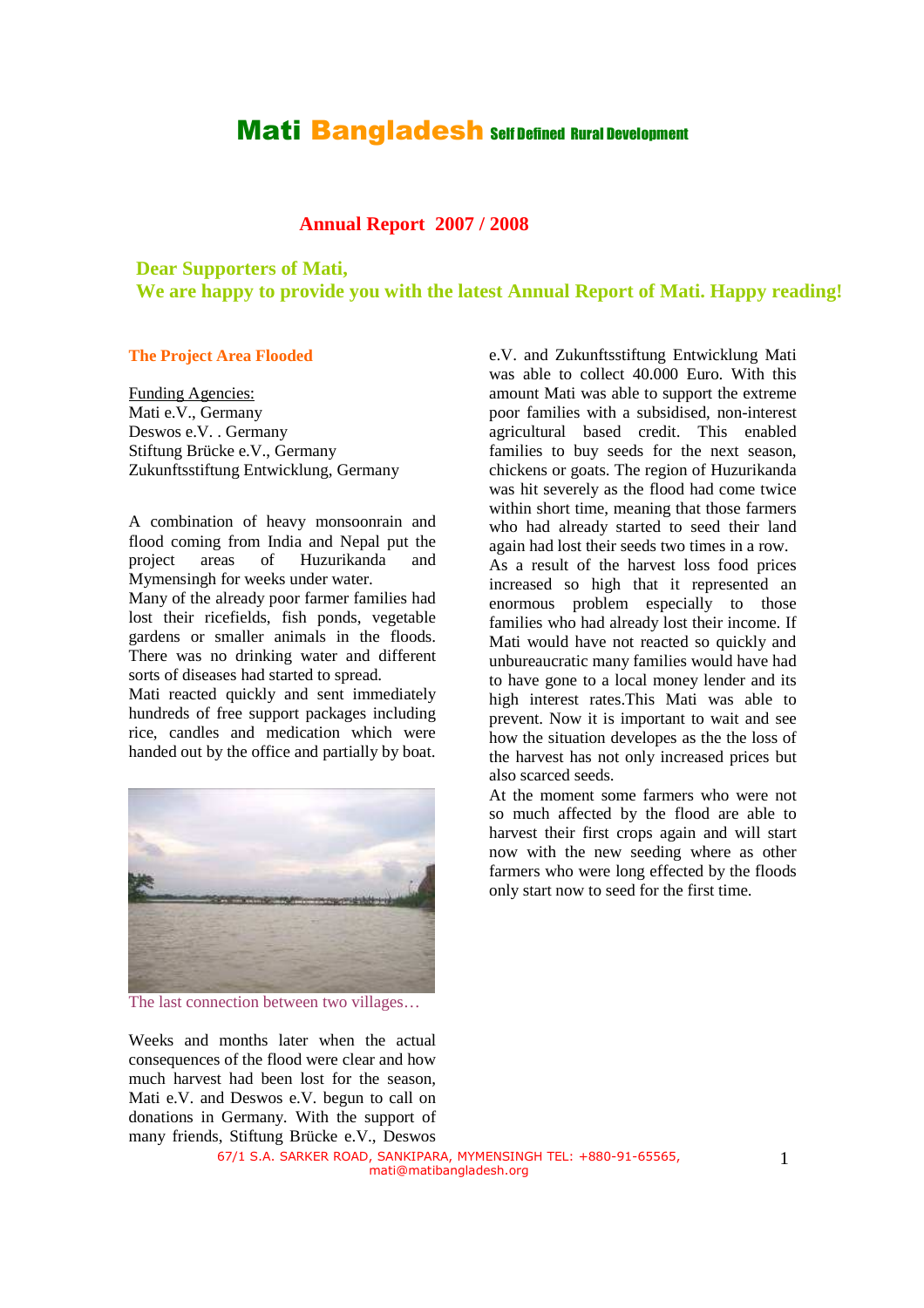# Mati Bangladesh Self Defined Rural Development

## Annual Report 2007 / 2008

**Dear Supporters of Mati,**
**We are happy to provide you with the latest Annual Report of Mati. Happy reading!**

### The Project Area Flooded

Funding Agencies:
Mati e.V., Germany
Deswos e.V. . Germany
Stiftung Brücke e.V., Germany
Zukunftsstiftung Entwicklung, Germany

A combination of heavy monsoonrain and flood coming from India and Nepal put the project areas of Huzurikanda and Mymensingh for weeks under water.
Many of the already poor farmer families had lost their ricefields, fish ponds, vegetable gardens or smaller animals in the floods. There was no drinking water and different sorts of diseases had started to spread.
Mati reacted quickly and sent immediately hundreds of free support packages including rice, candles and medication which were handed out by the office and partially by boat.

The last connection between two villages…

Weeks and months later when the actual consequences of the flood were clear and how much harvest had been lost for the season, Mati e.V. and Deswos e.V. begun to call on donations in Germany. With the support of many friends, Stiftung Brücke e.V., Deswos e.V. and Zukunftsstiftung Entwicklung Mati was able to collect 40.000 Euro. With this amount Mati was able to support the extreme poor families with a subsidised, non-interest agricultural based credit. This enabled families to buy seeds for the next season, chickens or goats. The region of Huzurikanda was hit severely as the flood had come twice within short time, meaning that those farmers who had already started to seed their land again had lost their seeds two times in a row.
As a result of the harvest loss food prices increased so high that it represented an enormous problem especially to those families who had already lost their income. If Mati would have not reacted so quickly and unbureaucratic many families would have had to have gone to a local money lender and its high interest rates.This Mati was able to prevent. Now it is important to wait and see how the situation developes as the the loss of the harvest has not only increased prices but also scarced seeds.
At the moment some farmers who were not so much affected by the flood are able to harvest their first crops again and will start now with the new seeding where as other farmers who were long effected by the floods only start now to seed for the first time.

67/1 S.A. SARKER ROAD, SANKIPARA, MYMENSINGH TEL: +880-91-65565, mati@matibangladesh.org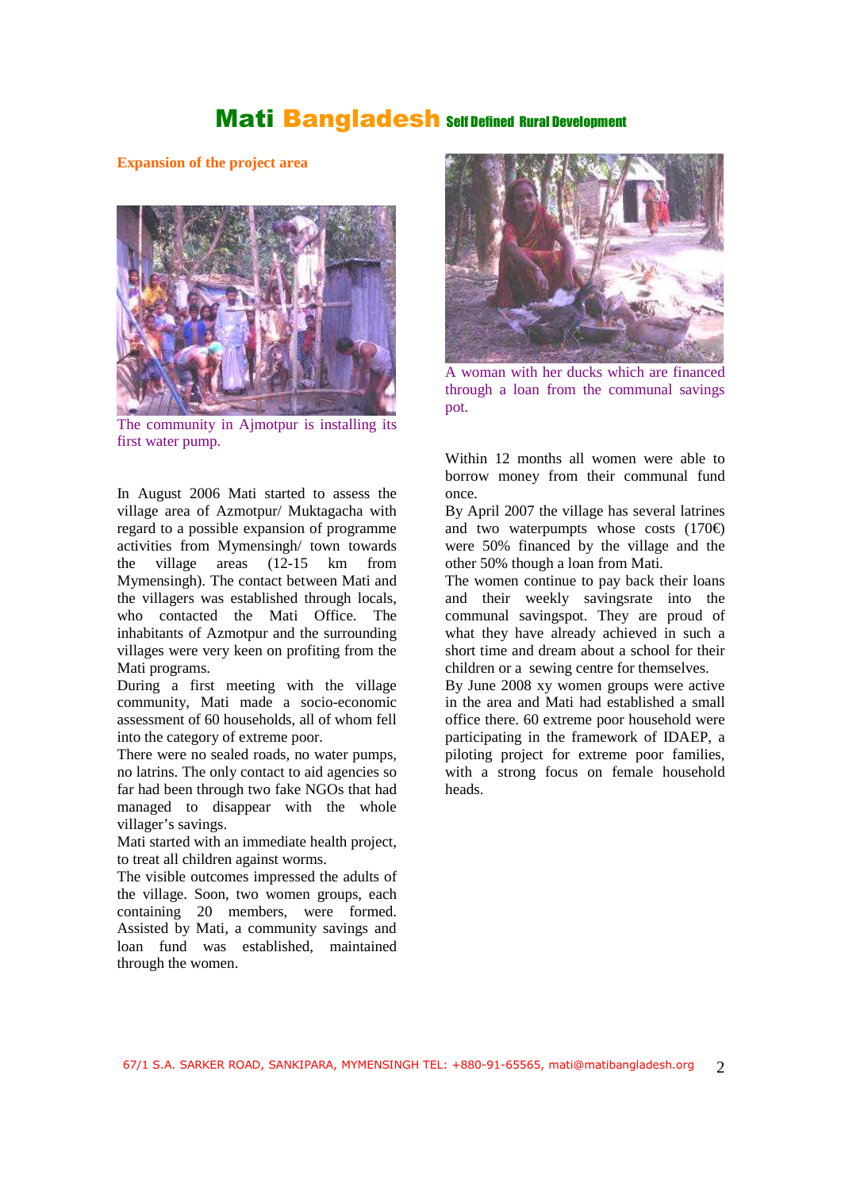## Expansion of the project area

The community in Ajmotpur is installing its first water pump.

In August 2006 Mati started to assess the village area of Azmotpur/ Muktagacha with regard to a possible expansion of programme activities from Mymensingh/ town towards the village areas (12-15 km from Mymensingh). The contact between Mati and the villagers was established through locals, who contacted the Mati Office. The inhabitants of Azmotpur and the surrounding villages were very keen on profiting from the Mati programs.

During a first meeting with the village community, Mati made a socio-economic assessment of 60 households, all of whom fell into the category of extreme poor.

There were no sealed roads, no water pumps, no latrins. The only contact to aid agencies so far had been through two fake NGOs that had managed to disappear with the whole villager's savings.

Mati started with an immediate health project, to treat all children against worms.

The visible outcomes impressed the adults of the village. Soon, two women groups, each containing 20 members, were formed. Assisted by Mati, a community savings and loan fund was established, maintained through the women.

A woman with her ducks which are financed through a loan from the communal savings pot.

Within 12 months all women were able to borrow money from their communal fund once.

By April 2007 the village has several latrines and two waterpumpts whose costs (170€) were 50% financed by the village and the other 50% though a loan from Mati.

The women continue to pay back their loans and their weekly savingsrate into the communal savingspot. They are proud of what they have already achieved in such a short time and dream about a school for their children or a sewing centre for themselves.

By June 2008 xy women groups were active in the area and Mati had established a small office there. 60 extreme poor household were participating in the framework of IDAEP, a piloting project for extreme poor families, with a strong focus on female household heads.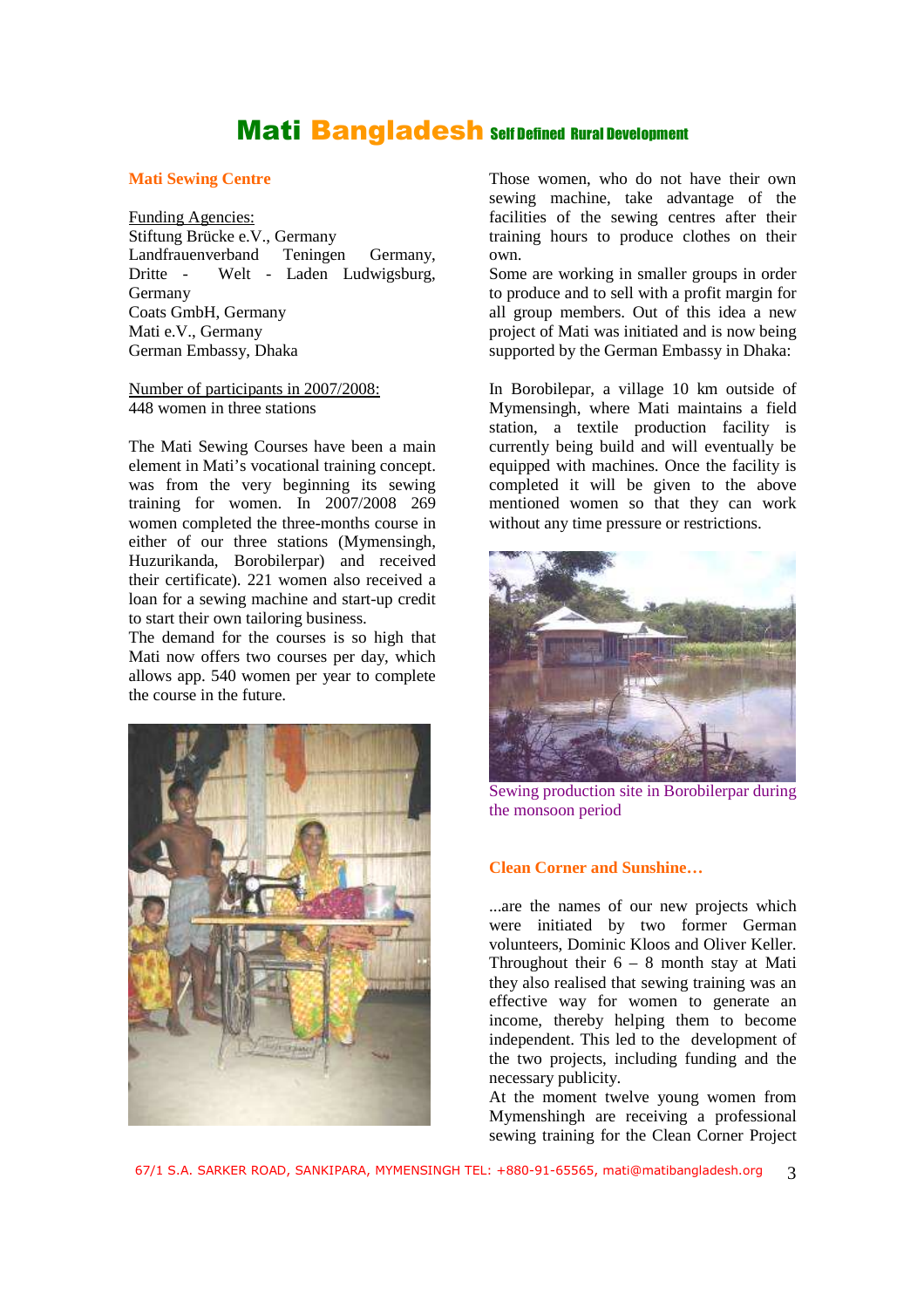# Mati Bangladesh Self Defined Rural Development

## Mati Sewing Centre

Funding Agencies:
Stiftung Brücke e.V., Germany
Landfrauenverband Teningen Germany,
Dritte - Welt - Laden Ludwigsburg, Germany
Coats GmbH, Germany
Mati e.V., Germany
German Embassy, Dhaka

Number of participants in 2007/2008:
448 women in three stations

The Mati Sewing Courses have been a main element in Mati's vocational training concept. was from the very beginning its sewing training for women. In 2007/2008 269 women completed the three-months course in either of our three stations (Mymensingh, Huzurikanda, Borobilerpar) and received their certificate). 221 women also received a loan for a sewing machine and start-up credit to start their own tailoring business.
The demand for the courses is so high that Mati now offers two courses per day, which allows app. 540 women per year to complete the course in the future.

Those women, who do not have their own sewing machine, take advantage of the facilities of the sewing centres after their training hours to produce clothes on their own.
Some are working in smaller groups in order to produce and to sell with a profit margin for all group members. Out of this idea a new project of Mati was initiated and is now being supported by the German Embassy in Dhaka:

In Borobilepar, a village 10 km outside of Mymensingh, where Mati maintains a field station, a textile production facility is currently being build and will eventually be equipped with machines. Once the facility is completed it will be given to the above mentioned women so that they can work without any time pressure or restrictions.

Sewing production site in Borobilerpar during the monsoon period

## Clean Corner and Sunshine…

...are the names of our new projects which were initiated by two former German volunteers, Dominic Kloos and Oliver Keller. Throughout their 6 – 8 month stay at Mati they also realised that sewing training was an effective way for women to generate an income, thereby helping them to become independent. This led to the development of the two projects, including funding and the necessary publicity.
At the moment twelve young women from Mymenshingh are receiving a professional sewing training for the Clean Corner Project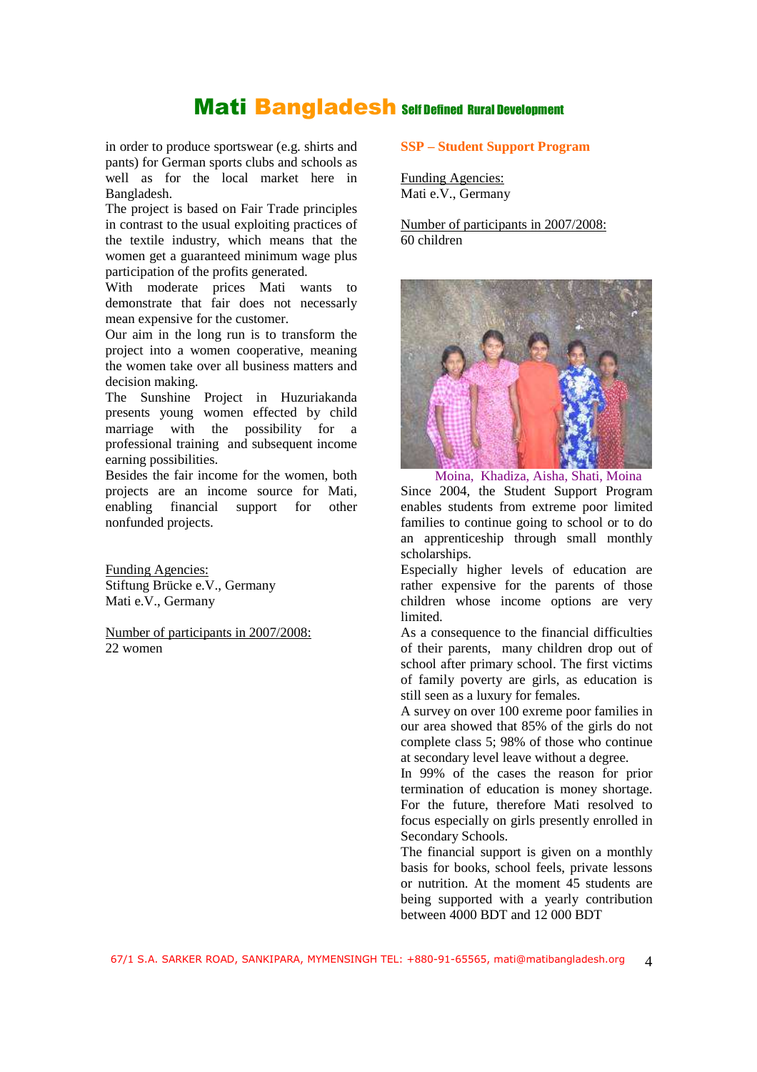in order to produce sportswear (e.g. shirts and pants) for German sports clubs and schools as well as for the local market here in Bangladesh.
The project is based on Fair Trade principles in contrast to the usual exploiting practices of the textile industry, which means that the women get a guaranteed minimum wage plus participation of the profits generated.
With moderate prices Mati wants to demonstrate that fair does not necessary mean expensive for the customer.
Our aim in the long run is to transform the project into a women cooperative, meaning the women take over all business matters and decision making.
The Sunshine Project in Huzuriakanda presents young women effected by child marriage with the possibility for a professional training and subsequent income earning possibilities.
Besides the fair income for the women, both projects are an income source for Mati, enabling financial support for other nonfunded projects.

Funding Agencies:
Stiftung Brücke e.V., Germany
Mati e.V., Germany

Number of participants in 2007/2008:
22 women

## SSP – Student Support Program

Funding Agencies:
Mati e.V., Germany

Number of participants in 2007/2008:
60 children

Moina, Khadiza, Aisha, Shati, Moina

Since 2004, the Student Support Program enables students from extreme poor limited families to continue going to school or to do an apprenticeship through small monthly scholarships.
Especially higher levels of education are rather expensive for the parents of those children whose income options are very limited.
As a consequence to the financial difficulties of their parents, many children drop out of school after primary school. The first victims of family poverty are girls, as education is still seen as a luxury for females.
A survey on over 100 exreme poor families in our area showed that 85% of the girls do not complete class 5; 98% of those who continue at secondary level leave without a degree.
In 99% of the cases the reason for prior termination of education is money shortage. For the future, therefore Mati resolved to focus especially on girls presently enrolled in Secondary Schools.
The financial support is given on a monthly basis for books, school feels, private lessons or nutrition. At the moment 45 students are being supported with a yearly contribution between 4000 BDT and 12 000 BDT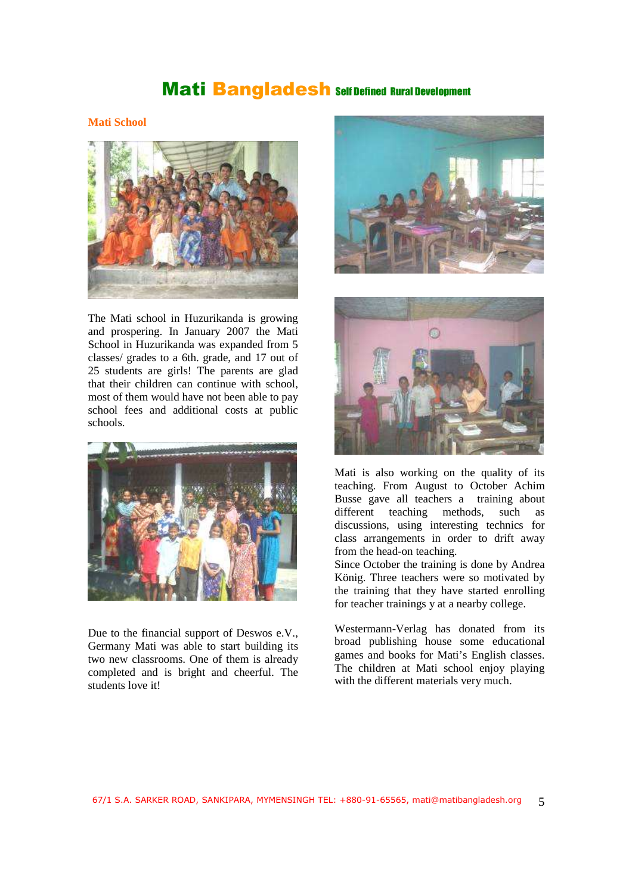# Mati Bangladesh Self Defined Rural Development

## Mati School

The Mati school in Huzurikanda is growing and prospering. In January 2007 the Mati School in Huzurikanda was expanded from 5 classes/ grades to a 6th. grade, and 17 out of 25 students are girls! The parents are glad that their children can continue with school, most of them would have not been able to pay school fees and additional costs at public schools.

Due to the financial support of Deswos e.V., Germany Mati was able to start building its two new classrooms. One of them is already completed and is bright and cheerful. The students love it!

Mati is also working on the quality of its teaching. From August to October Achim Busse gave all teachers a training about different teaching methods, such as discussions, using interesting technics for class arrangements in order to drift away from the head-on teaching.

Since October the training is done by Andrea König. Three teachers were so motivated by the training that they have started enrolling for teacher trainings y at a nearby college.

Westermann-Verlag has donated from its broad publishing house some educational games and books for Mati's English classes. The children at Mati school enjoy playing with the different materials very much.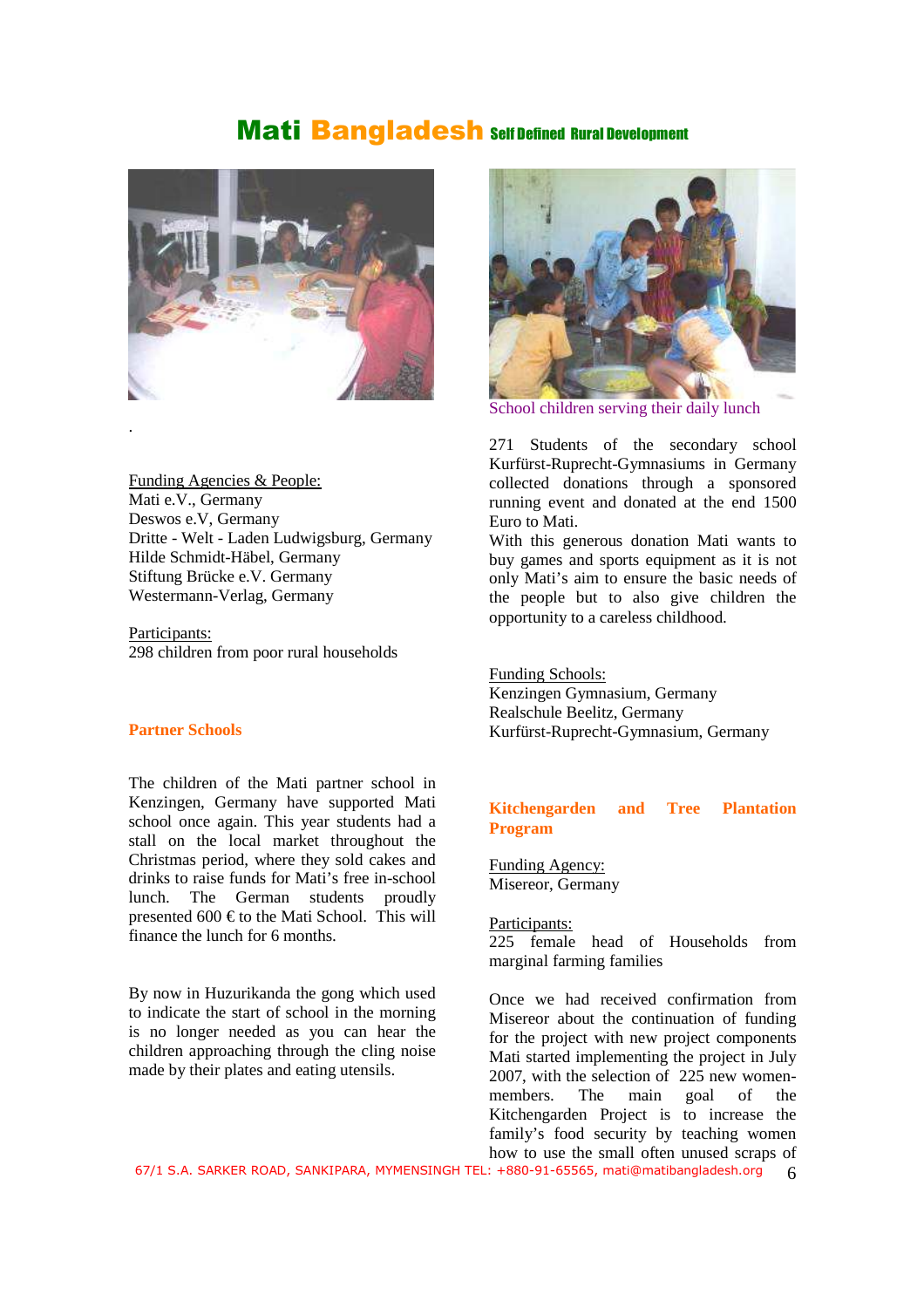# Mati Bangladesh Self Defined Rural Development

.

Funding Agencies & People:
Mati e.V., Germany
Deswos e.V, Germany
Dritte - Welt - Laden Ludwigsburg, Germany
Hilde Schmidt-Häbel, Germany
Stiftung Brücke e.V. Germany
Westermann-Verlag, Germany

Participants:
298 children from poor rural households

### Partner Schools

The children of the Mati partner school in Kenzingen, Germany have supported Mati school once again. This year students had a stall on the local market throughout the Christmas period, where they sold cakes and drinks to raise funds for Mati's free in-school lunch. The German students proudly presented 600 € to the Mati School. This will finance the lunch for 6 months.

By now in Huzurikanda the gong which used to indicate the start of school in the morning is no longer needed as you can hear the children approaching through the cling noise made by their plates and eating utensils.

School children serving their daily lunch

271 Students of the secondary school Kurfürst-Ruprecht-Gymnasiums in Germany collected donations through a sponsored running event and donated at the end 1500 Euro to Mati.
With this generous donation Mati wants to buy games and sports equipment as it is not only Mati's aim to ensure the basic needs of the people but to also give children the opportunity to a careless childhood.

Funding Schools:
Kenzingen Gymnasium, Germany
Realschule Beelitz, Germany
Kurfürst-Ruprecht-Gymnasium, Germany

### Kitchengarden and Tree Plantation Program

Funding Agency:
Misereor, Germany

Participants:
225 female head of Households from marginal farming families

Once we had received confirmation from Misereor about the continuation of funding for the project with new project components Mati started implementing the project in July 2007, with the selection of 225 new women-members. The main goal of the Kitchengarden Project is to increase the family's food security by teaching women how to use the small often unused scraps of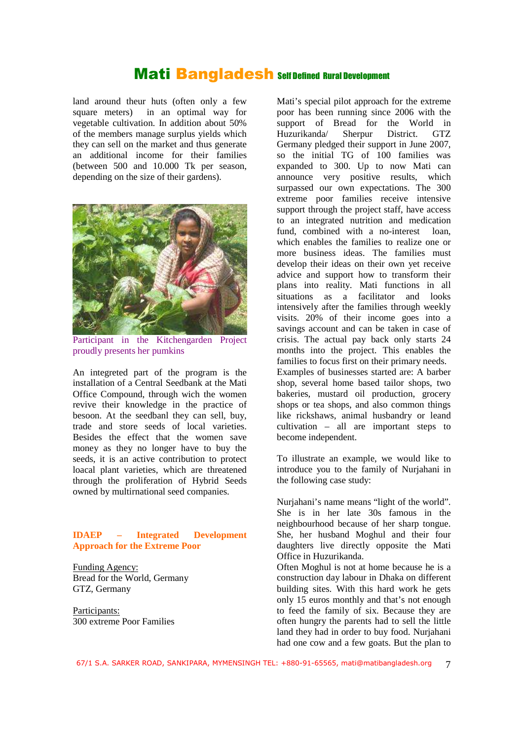land around theur huts (often only a few square meters) in an optimal way for vegetable cultivation. In addition about 50% of the members manage surplus yields which they can sell on the market and thus generate an additional income for their families (between 500 and 10.000 Tk per season, depending on the size of their gardens).

Participant in the Kitchengarden Project proudly presents her pumkins

An integreted part of the program is the installation of a Central Seedbank at the Mati Office Compound, through wich the women revive their knowledge in the practice of besoon. At the seedbanl they can sell, buy, trade and store seeds of local varieties. Besides the effect that the women save money as they no longer have to buy the seeds, it is an active contribution to protect loacal plant varieties, which are threatened through the proliferation of Hybrid Seeds owned by multinational seed companies.

**IDAEP – Integrated Development Approach for the Extreme Poor**

Funding Agency:
Bread for the World, Germany
GTZ, Germany

Participants:
300 extreme Poor Families

Mati's special pilot approach for the extreme poor has been running since 2006 with the support of Bread for the World in Huzurikanda/ Sherpur District. GTZ Germany pledged their support in June 2007, so the initial TG of 100 families was expanded to 300. Up to now Mati can announce very positive results, which surpassed our own expectations. The 300 extreme poor families receive intensive support through the project staff, have access to an integrated nutrition and medication fund, combined with a no-interest loan, which enables the families to realize one or more business ideas. The families must develop their ideas on their own yet receive advice and support how to transform their plans into reality. Mati functions in all situations as a facilitator and looks intensively after the families through weekly visits. 20% of their income goes into a savings account and can be taken in case of crisis. The actual pay back only starts 24 months into the project. This enables the families to focus first on their primary needs. Examples of businesses started are: A barber shop, several home based tailor shops, two bakeries, mustard oil production, grocery shops or tea shops, and also common things like rickshaws, animal husbandry or leand cultivation – all are important steps to become independent.

To illustrate an example, we would like to introduce you to the family of Nurjahani in the following case study:

Nurjahani's name means "light of the world". She is in her late 30s famous in the neighbourhood because of her sharp tongue. She, her husband Moghul and their four daughters live directly opposite the Mati Office in Huzurikanda.
Often Moghul is not at home because he is a construction day labour in Dhaka on different building sites. With this hard work he gets only 15 euros monthly and that's not enough to feed the family of six. Because they are often hungry the parents had to sell the little land they had in order to buy food. Nurjahani had one cow and a few goats. But the plan to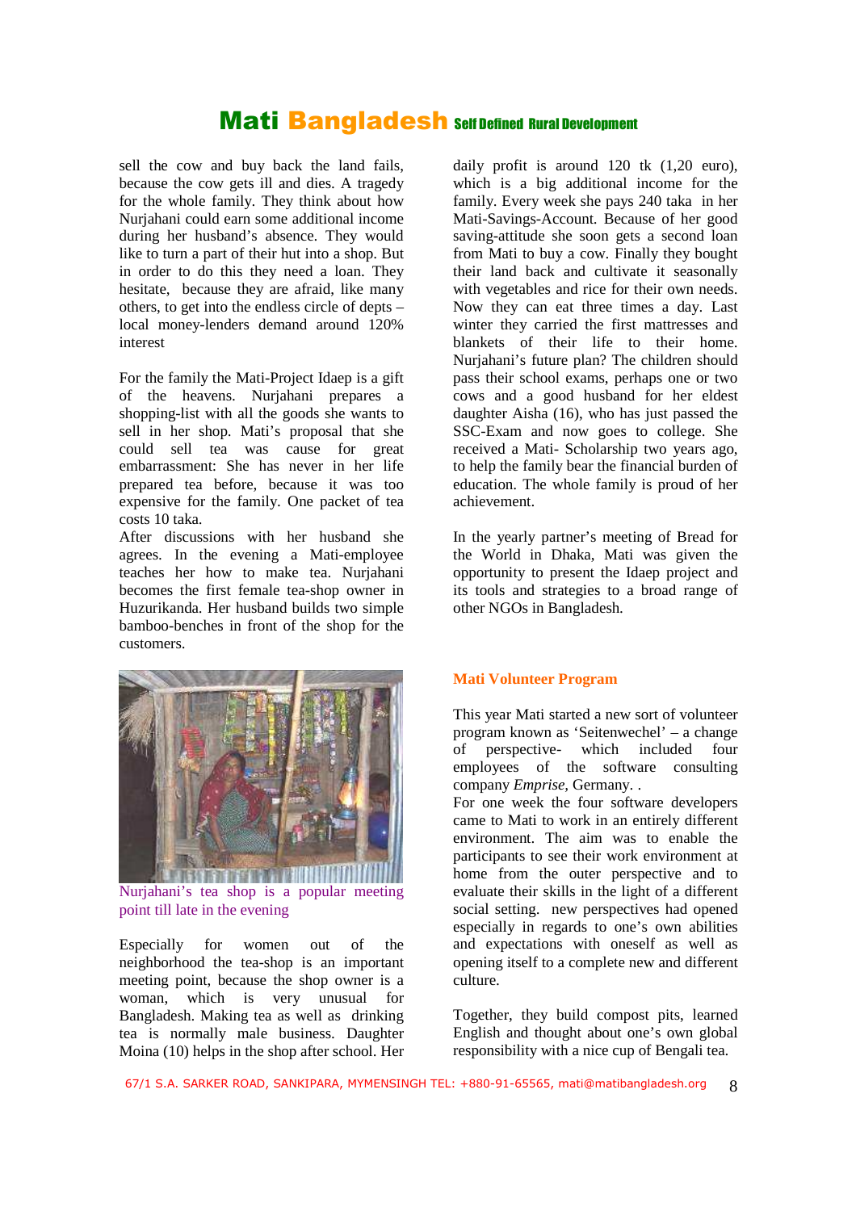sell the cow and buy back the land fails, because the cow gets ill and dies. A tragedy for the whole family. They think about how Nurjahani could earn some additional income during her husband's absence. They would like to turn a part of their hut into a shop. But in order to do this they need a loan. They hesitate, because they are afraid, like many others, to get into the endless circle of depts – local money-lenders demand around 120% interest

For the family the Mati-Project Idaep is a gift of the heavens. Nurjahani prepares a shopping-list with all the goods she wants to sell in her shop. Mati's proposal that she could sell tea was cause for great embarrassment: She has never in her life prepared tea before, because it was too expensive for the family. One packet of tea costs 10 taka.
After discussions with her husband she agrees. In the evening a Mati-employee teaches her how to make tea. Nurjahani becomes the first female tea-shop owner in Huzurikanda. Her husband builds two simple bamboo-benches in front of the shop for the customers.

Nurjahani's tea shop is a popular meeting point till late in the evening

Especially for women out of the neighborhood the tea-shop is an important meeting point, because the shop owner is a woman, which is very unusual for Bangladesh. Making tea as well as drinking tea is normally male business. Daughter Moina (10) helps in the shop after school. Her daily profit is around 120 tk (1,20 euro), which is a big additional income for the family. Every week she pays 240 taka in her Mati-Savings-Account. Because of her good saving-attitude she soon gets a second loan from Mati to buy a cow. Finally they bought their land back and cultivate it seasonally with vegetables and rice for their own needs. Now they can eat three times a day. Last winter they carried the first mattresses and blankets of their life to their home. Nurjahani's future plan? The children should pass their school exams, perhaps one or two cows and a good husband for her eldest daughter Aisha (16), who has just passed the SSC-Exam and now goes to college. She received a Mati- Scholarship two years ago, to help the family bear the financial burden of education. The whole family is proud of her achievement.

In the yearly partner's meeting of Bread for the World in Dhaka, Mati was given the opportunity to present the Idaep project and its tools and strategies to a broad range of other NGOs in Bangladesh.

### Mati Volunteer Program

This year Mati started a new sort of volunteer program known as 'Seitenwechel' – a change of perspective- which included four employees of the software consulting company *Emprise*, Germany. .
For one week the four software developers came to Mati to work in an entirely different environment. The aim was to enable the participants to see their work environment at home from the outer perspective and to evaluate their skills in the light of a different social setting. new perspectives had opened especially in regards to one's own abilities and expectations with oneself as well as opening itself to a complete new and different culture.

Together, they build compost pits, learned English and thought about one's own global responsibility with a nice cup of Bengali tea.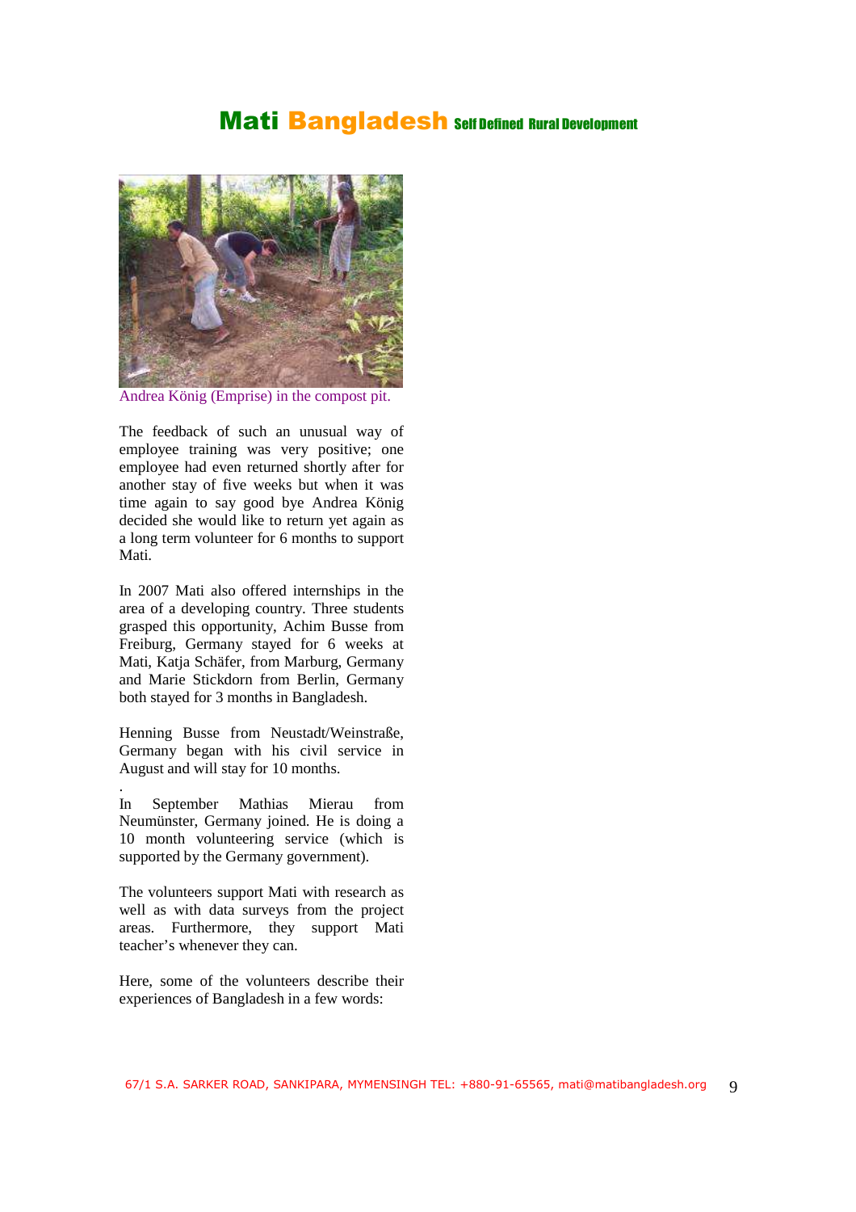Andrea König (Emprise) in the compost pit.

The feedback of such an unusual way of employee training was very positive; one employee had even returned shortly after for another stay of five weeks but when it was time again to say good bye Andrea König decided she would like to return yet again as a long term volunteer for 6 months to support Mati.

In 2007 Mati also offered internships in the area of a developing country. Three students grasped this opportunity, Achim Busse from Freiburg, Germany stayed for 6 weeks at Mati, Katja Schäfer, from Marburg, Germany and Marie Stickdorn from Berlin, Germany both stayed for 3 months in Bangladesh.

Henning Busse from Neustadt/Weinstraße, Germany began with his civil service in August and will stay for 10 months.

.

In September Mathias Mierau from Neumünster, Germany joined. He is doing a 10 month volunteering service (which is supported by the Germany government).

The volunteers support Mati with research as well as with data surveys from the project areas. Furthermore, they support Mati teacher's whenever they can.

Here, some of the volunteers describe their experiences of Bangladesh in a few words: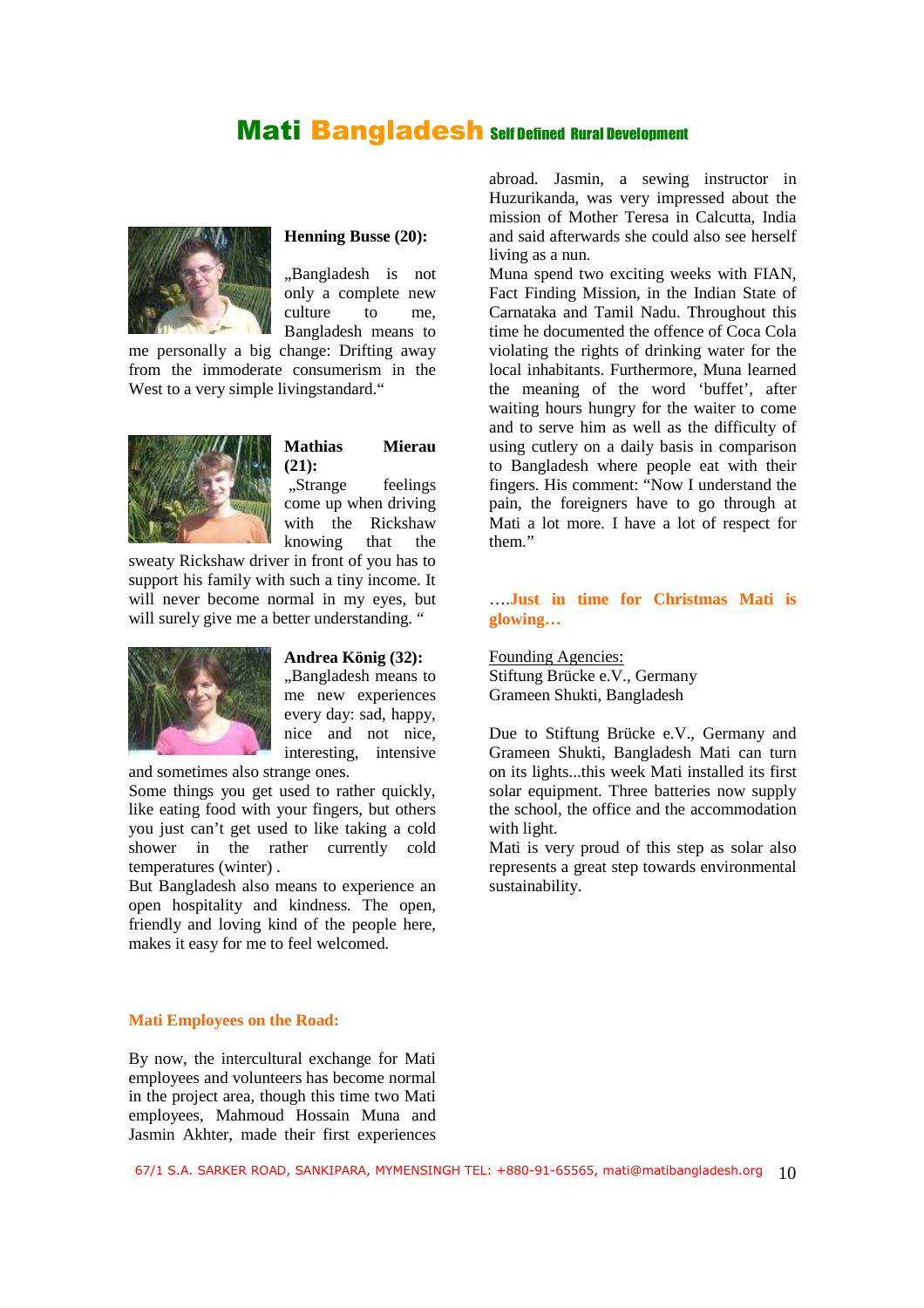**Henning Busse (20):**

„Bangladesh is not only a complete new culture to me, Bangladesh means to me personally a big change: Drifting away from the immoderate consumerism in the West to a very simple livingstandard."

**Mathias Mierau (21):**

„Strange feelings come up when driving with the Rickshaw knowing that the sweaty Rickshaw driver in front of you has to support his family with such a tiny income. It will never become normal in my eyes, but will surely give me a better understanding. "

**Andrea König (32):**

„Bangladesh means to me new experiences every day: sad, happy, nice and not nice, interesting, intensive and sometimes also strange ones.

Some things you get used to rather quickly, like eating food with your fingers, but others you just can't get used to like taking a cold shower in the rather currently cold temperatures (winter) .

But Bangladesh also means to experience an open hospitality and kindness. The open, friendly and loving kind of the people here, makes it easy for me to feel welcomed.

## Mati Employees on the Road:

By now, the intercultural exchange for Mati employees and volunteers has become normal in the project area, though this time two Mati employees, Mahmoud Hossain Muna and Jasmin Akhter, made their first experiences abroad. Jasmin, a sewing instructor in Huzurikanda, was very impressed about the mission of Mother Teresa in Calcutta, India and said afterwards she could also see herself living as a nun.

Muna spend two exciting weeks with FIAN, Fact Finding Mission, in the Indian State of Carnataka and Tamil Nadu. Throughout this time he documented the offence of Coca Cola violating the rights of drinking water for the local inhabitants. Furthermore, Muna learned the meaning of the word 'buffet', after waiting hours hungry for the waiter to come and to serve him as well as the difficulty of using cutlery on a daily basis in comparison to Bangladesh where people eat with their fingers. His comment: "Now I understand the pain, the foreigners have to go through at Mati a lot more. I have a lot of respect for them."

## ….Just in time for Christmas Mati is glowing…

Founding Agencies:
Stiftung Brücke e.V., Germany
Grameen Shukti, Bangladesh

Due to Stiftung Brücke e.V., Germany and Grameen Shukti, Bangladesh Mati can turn on its lights...this week Mati installed its first solar equipment. Three batteries now supply the school, the office and the accommodation with light.

Mati is very proud of this step as solar also represents a great step towards environmental sustainability.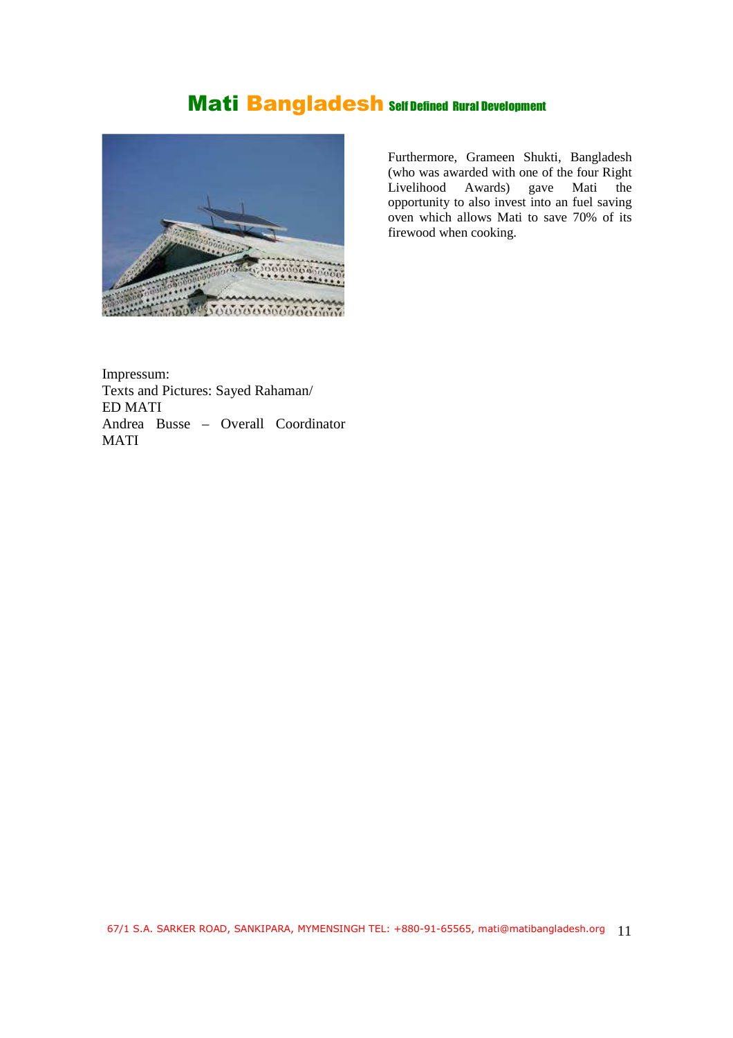Furthermore, Grameen Shukti, Bangladesh (who was awarded with one of the four Right Livelihood Awards) gave Mati the opportunity to also invest into an fuel saving oven which allows Mati to save 70% of its firewood when cooking.

Impressum:
Texts and Pictures: Sayed Rahaman/
ED MATI
Andrea Busse – Overall Coordinator
MATI